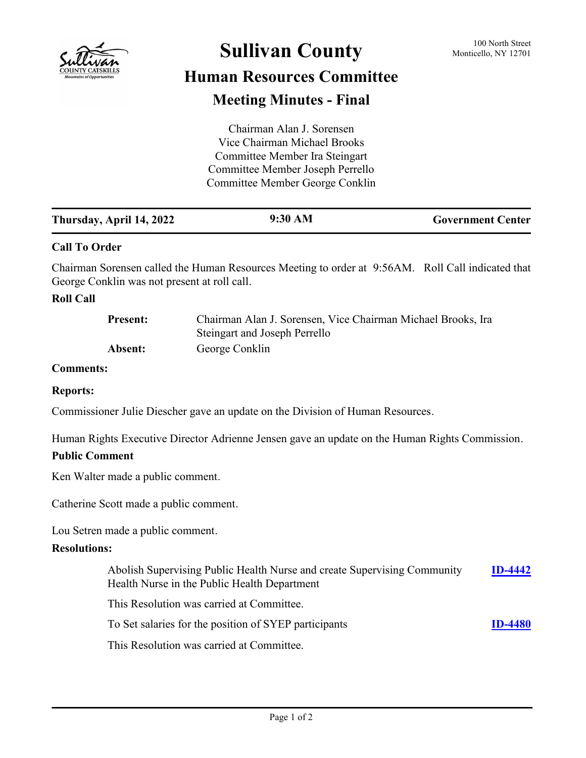# Sullivan County

## Human Resources Committee

## Meeting Minutes - Final

100 North Street
Monticello, NY 12701

Chairman Alan J. Sorensen
Vice Chairman Michael Brooks
Committee Member Ira Steingart
Committee Member Joseph Perrello
Committee Member George Conklin

| Thursday, April 14, 2022 | 9:30 AM | Government Center |
|---|---|---|

### Call To Order

Chairman Sorensen called the Human Resources Meeting to order at 9:56AM. Roll Call indicated that George Conklin was not present at roll call.

### Roll Call

**Present:** Chairman Alan J. Sorensen, Vice Chairman Michael Brooks, Ira Steingart and Joseph Perrello

**Absent:** George Conklin

### Comments:

### Reports:

Commissioner Julie Diescher gave an update on the Division of Human Resources.

Human Rights Executive Director Adrienne Jensen gave an update on the Human Rights Commission.

### Public Comment

Ken Walter made a public comment.

Catherine Scott made a public comment.

Lou Setren made a public comment.

### Resolutions:

Abolish Supervising Public Health Nurse and create Supervising Community Health Nurse in the Public Health Department **ID-4442**

This Resolution was carried at Committee.

To Set salaries for the position of SYEP participants **ID-4480**

This Resolution was carried at Committee.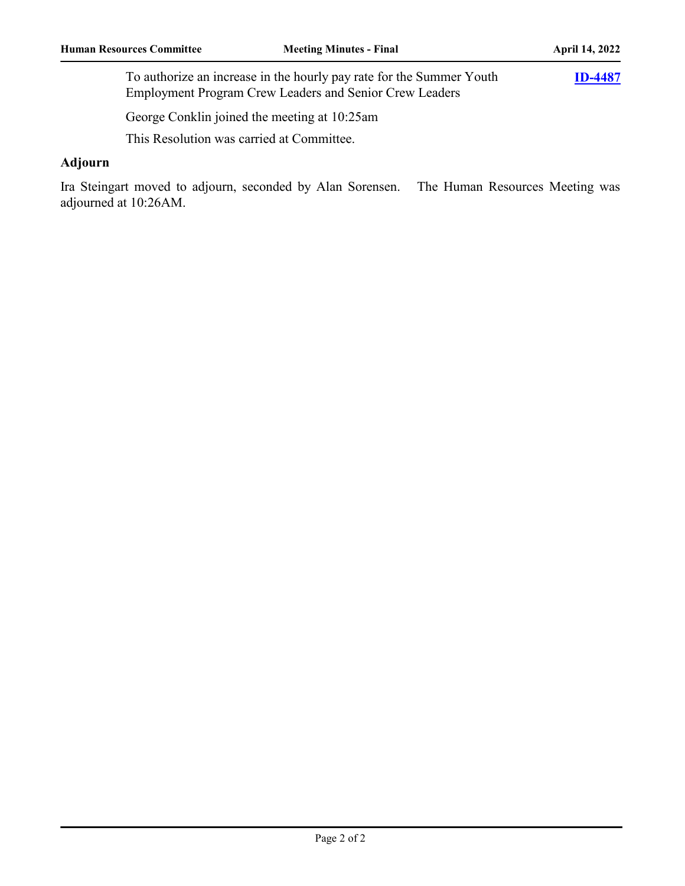To authorize an increase in the hourly pay rate for the Summer Youth Employment Program Crew Leaders and Senior Crew Leaders **ID-4487**

George Conklin joined the meeting at 10:25am

This Resolution was carried at Committee.

## Adjourn

Ira Steingart moved to adjourn, seconded by Alan Sorensen. The Human Resources Meeting was adjourned at 10:26AM.